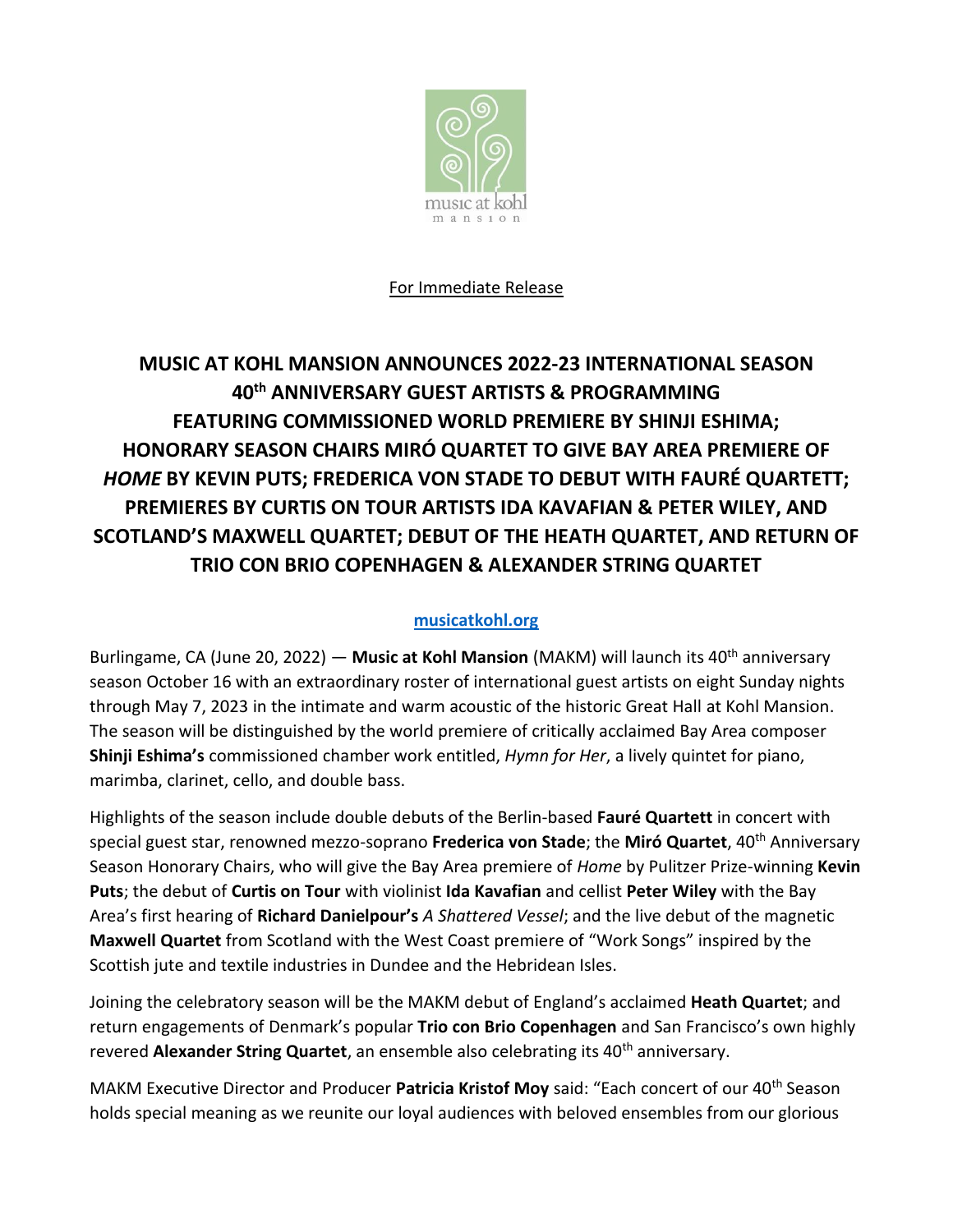For Immediate Release

# MUSIC AT KOHL MANSION ANNOUNCES 2022-23 INTERNATIONAL SEASON 40th ANNIVERSARY GUEST ARTISTS & PROGRAMMING FEATURING COMMISSIONED WORLD PREMIERE BY SHINJI ESHIMA; HONORARY SEASON CHAIRS MIRÓ QUARTET TO GIVE BAY AREA PREMIERE OF *HOME* BY KEVIN PUTS; FREDERICA VON STADE TO DEBUT WITH FAURÉ QUARTETT; PREMIERES BY CURTIS ON TOUR ARTISTS IDA KAVAFIAN & PETER WILEY, AND SCOTLAND'S MAXWELL QUARTET; DEBUT OF THE HEATH QUARTET, AND RETURN OF TRIO CON BRIO COPENHAGEN & ALEXANDER STRING QUARTET

**musicatkohl.org**

Burlingame, CA (June 20, 2022) — **Music at Kohl Mansion** (MAKM) will launch its 40th anniversary season October 16 with an extraordinary roster of international guest artists on eight Sunday nights through May 7, 2023 in the intimate and warm acoustic of the historic Great Hall at Kohl Mansion. The season will be distinguished by the world premiere of critically acclaimed Bay Area composer **Shinji Eshima's** commissioned chamber work entitled, *Hymn for Her*, a lively quintet for piano, marimba, clarinet, cello, and double bass.

Highlights of the season include double debuts of the Berlin-based **Fauré Quartett** in concert with special guest star, renowned mezzo-soprano **Frederica von Stade**; the **Miró Quartet**, 40th Anniversary Season Honorary Chairs, who will give the Bay Area premiere of *Home* by Pulitzer Prize-winning **Kevin Puts**; the debut of **Curtis on Tour** with violinist **Ida Kavafian** and cellist **Peter Wiley** with the Bay Area's first hearing of **Richard Danielpour's** *A Shattered Vessel*; and the live debut of the magnetic **Maxwell Quartet** from Scotland with the West Coast premiere of "Work Songs" inspired by the Scottish jute and textile industries in Dundee and the Hebridean Isles.

Joining the celebratory season will be the MAKM debut of England's acclaimed **Heath Quartet**; and return engagements of Denmark's popular **Trio con Brio Copenhagen** and San Francisco's own highly revered **Alexander String Quartet**, an ensemble also celebrating its 40th anniversary.

MAKM Executive Director and Producer **Patricia Kristof Moy** said: "Each concert of our 40th Season holds special meaning as we reunite our loyal audiences with beloved ensembles from our glorious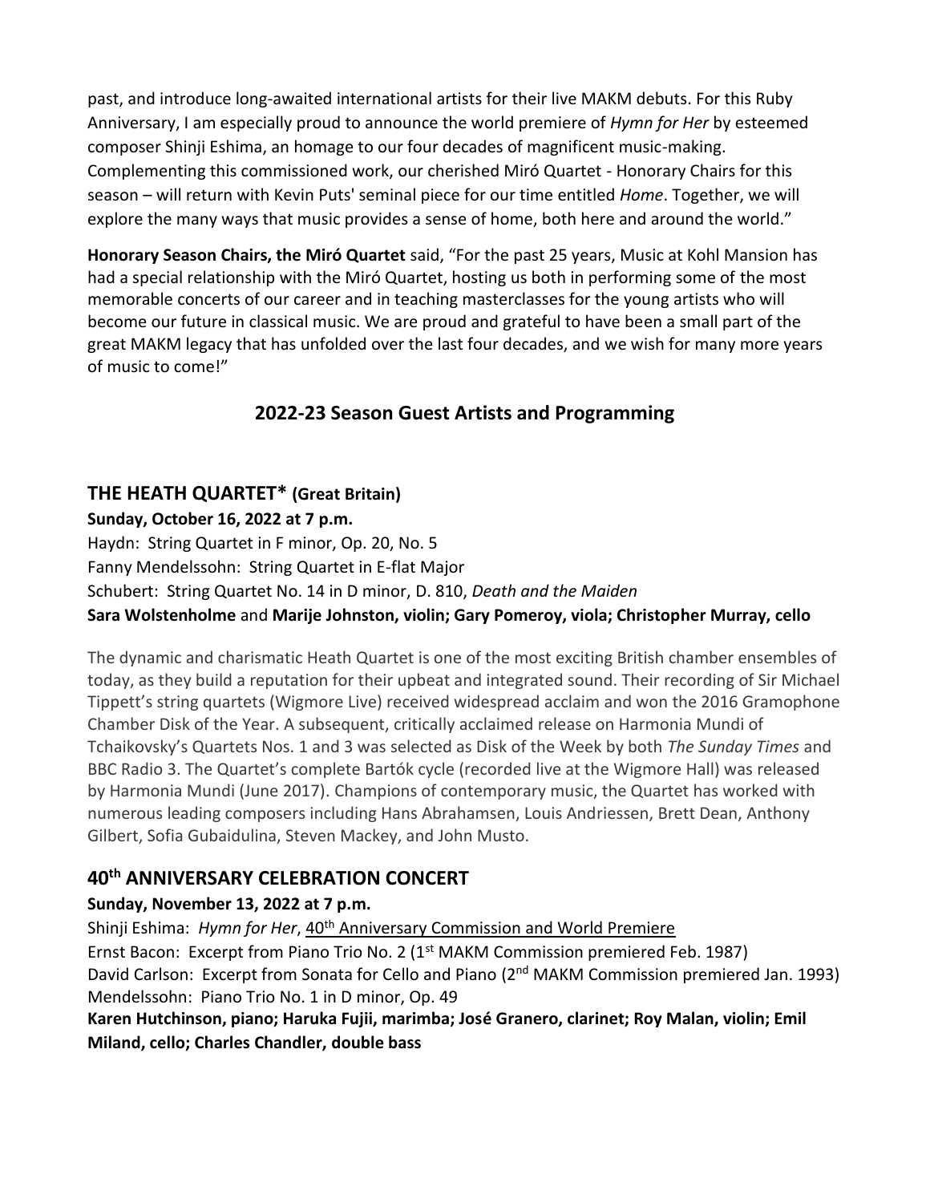past, and introduce long-awaited international artists for their live MAKM debuts. For this Ruby Anniversary, I am especially proud to announce the world premiere of *Hymn for Her* by esteemed composer Shinji Eshima, an homage to our four decades of magnificent music-making. Complementing this commissioned work, our cherished Miró Quartet - Honorary Chairs for this season – will return with Kevin Puts' seminal piece for our time entitled *Home*. Together, we will explore the many ways that music provides a sense of home, both here and around the world."

**Honorary Season Chairs, the Miró Quartet** said, "For the past 25 years, Music at Kohl Mansion has had a special relationship with the Miró Quartet, hosting us both in performing some of the most memorable concerts of our career and in teaching masterclasses for the young artists who will become our future in classical music. We are proud and grateful to have been a small part of the great MAKM legacy that has unfolded over the last four decades, and we wish for many more years of music to come!"

## 2022-23 Season Guest Artists and Programming

### THE HEATH QUARTET* (Great Britain)

**Sunday, October 16, 2022 at 7 p.m.**

Haydn: String Quartet in F minor, Op. 20, No. 5
Fanny Mendelssohn: String Quartet in E-flat Major
Schubert: String Quartet No. 14 in D minor, D. 810, *Death and the Maiden*
**Sara Wolstenholme** and **Marije Johnston, violin; Gary Pomeroy, viola; Christopher Murray, cello**

The dynamic and charismatic Heath Quartet is one of the most exciting British chamber ensembles of today, as they build a reputation for their upbeat and integrated sound. Their recording of Sir Michael Tippett's string quartets (Wigmore Live) received widespread acclaim and won the 2016 Gramophone Chamber Disk of the Year. A subsequent, critically acclaimed release on Harmonia Mundi of Tchaikovsky's Quartets Nos. 1 and 3 was selected as Disk of the Week by both *The Sunday Times* and BBC Radio 3. The Quartet's complete Bartók cycle (recorded live at the Wigmore Hall) was released by Harmonia Mundi (June 2017). Champions of contemporary music, the Quartet has worked with numerous leading composers including Hans Abrahamsen, Louis Andriessen, Brett Dean, Anthony Gilbert, Sofia Gubaidulina, Steven Mackey, and John Musto.

### 40th ANNIVERSARY CELEBRATION CONCERT

**Sunday, November 13, 2022 at 7 p.m.**

Shinji Eshima: *Hymn for Her*, 40th Anniversary Commission and World Premiere
Ernst Bacon: Excerpt from Piano Trio No. 2 (1st MAKM Commission premiered Feb. 1987)
David Carlson: Excerpt from Sonata for Cello and Piano (2nd MAKM Commission premiered Jan. 1993)
Mendelssohn: Piano Trio No. 1 in D minor, Op. 49
**Karen Hutchinson, piano; Haruka Fujii, marimba; José Granero, clarinet; Roy Malan, violin; Emil Miland, cello; Charles Chandler, double bass**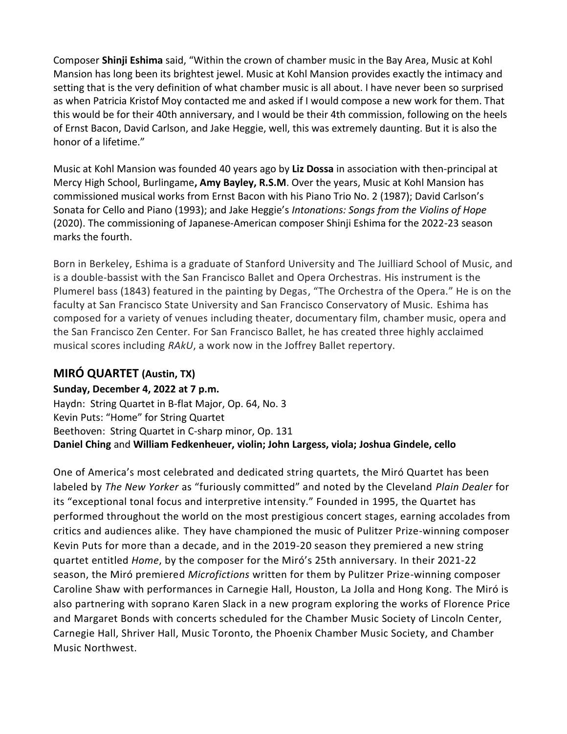Composer **Shinji Eshima** said, "Within the crown of chamber music in the Bay Area, Music at Kohl Mansion has long been its brightest jewel. Music at Kohl Mansion provides exactly the intimacy and setting that is the very definition of what chamber music is all about. I have never been so surprised as when Patricia Kristof Moy contacted me and asked if I would compose a new work for them. That this would be for their 40th anniversary, and I would be their 4th commission, following on the heels of Ernst Bacon, David Carlson, and Jake Heggie, well, this was extremely daunting. But it is also the honor of a lifetime."

Music at Kohl Mansion was founded 40 years ago by **Liz Dossa** in association with then-principal at Mercy High School, Burlingame**, Amy Bayley, R.S.M**. Over the years, Music at Kohl Mansion has commissioned musical works from Ernst Bacon with his Piano Trio No. 2 (1987); David Carlson's Sonata for Cello and Piano (1993); and Jake Heggie's *Intonations: Songs from the Violins of Hope* (2020). The commissioning of Japanese-American composer Shinji Eshima for the 2022-23 season marks the fourth.

Born in Berkeley, Eshima is a graduate of Stanford University and The Juilliard School of Music, and is a double-bassist with the San Francisco Ballet and Opera Orchestras. His instrument is the Plumerel bass (1843) featured in the painting by Degas, "The Orchestra of the Opera." He is on the faculty at San Francisco State University and San Francisco Conservatory of Music. Eshima has composed for a variety of venues including theater, documentary film, chamber music, opera and the San Francisco Zen Center. For San Francisco Ballet, he has created three highly acclaimed musical scores including *RAkU*, a work now in the Joffrey Ballet repertory.

## MIRÓ QUARTET (Austin, TX)

**Sunday, December 4, 2022 at 7 p.m.**
Haydn: String Quartet in B-flat Major, Op. 64, No. 3
Kevin Puts: "Home" for String Quartet
Beethoven: String Quartet in C-sharp minor, Op. 131
**Daniel Ching** and **William Fedkenheuer, violin; John Largess, viola; Joshua Gindele, cello**

One of America's most celebrated and dedicated string quartets, the Miró Quartet has been labeled by *The New Yorker* as "furiously committed" and noted by the Cleveland *Plain Dealer* for its "exceptional tonal focus and interpretive intensity." Founded in 1995, the Quartet has performed throughout the world on the most prestigious concert stages, earning accolades from critics and audiences alike. They have championed the music of Pulitzer Prize-winning composer Kevin Puts for more than a decade, and in the 2019-20 season they premiered a new string quartet entitled *Home*, by the composer for the Miró's 25th anniversary. In their 2021-22 season, the Miró premiered *Microfictions* written for them by Pulitzer Prize-winning composer Caroline Shaw with performances in Carnegie Hall, Houston, La Jolla and Hong Kong. The Miró is also partnering with soprano Karen Slack in a new program exploring the works of Florence Price and Margaret Bonds with concerts scheduled for the Chamber Music Society of Lincoln Center, Carnegie Hall, Shriver Hall, Music Toronto, the Phoenix Chamber Music Society, and Chamber Music Northwest.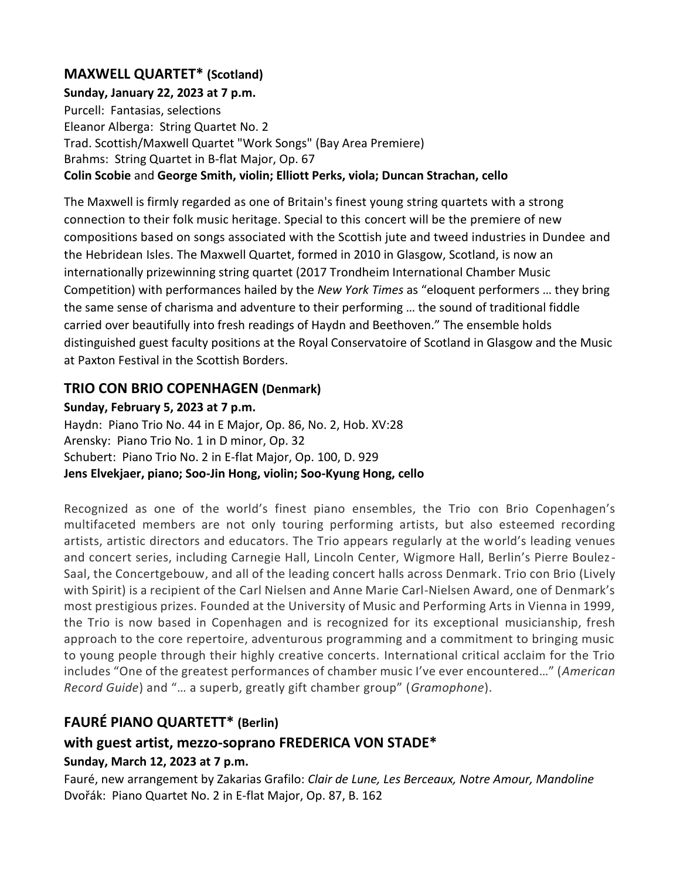## MAXWELL QUARTET* (Scotland)

**Sunday, January 22, 2023 at 7 p.m.**

Purcell: Fantasias, selections
Eleanor Alberga: String Quartet No. 2
Trad. Scottish/Maxwell Quartet "Work Songs" (Bay Area Premiere)
Brahms: String Quartet in B-flat Major, Op. 67
**Colin Scobie** and **George Smith, violin; Elliott Perks, viola; Duncan Strachan, cello**

The Maxwell is firmly regarded as one of Britain's finest young string quartets with a strong connection to their folk music heritage. Special to this concert will be the premiere of new compositions based on songs associated with the Scottish jute and tweed industries in Dundee and the Hebridean Isles. The Maxwell Quartet, formed in 2010 in Glasgow, Scotland, is now an internationally prizewinning string quartet (2017 Trondheim International Chamber Music Competition) with performances hailed by the *New York Times* as "eloquent performers … they bring the same sense of charisma and adventure to their performing … the sound of traditional fiddle carried over beautifully into fresh readings of Haydn and Beethoven." The ensemble holds distinguished guest faculty positions at the Royal Conservatoire of Scotland in Glasgow and the Music at Paxton Festival in the Scottish Borders.

## TRIO CON BRIO COPENHAGEN (Denmark)

**Sunday, February 5, 2023 at 7 p.m.**

Haydn: Piano Trio No. 44 in E Major, Op. 86, No. 2, Hob. XV:28
Arensky: Piano Trio No. 1 in D minor, Op. 32
Schubert: Piano Trio No. 2 in E-flat Major, Op. 100, D. 929
**Jens Elvekjaer, piano; Soo-Jin Hong, violin; Soo-Kyung Hong, cello**

Recognized as one of the world's finest piano ensembles, the Trio con Brio Copenhagen's multifaceted members are not only touring performing artists, but also esteemed recording artists, artistic directors and educators. The Trio appears regularly at the world's leading venues and concert series, including Carnegie Hall, Lincoln Center, Wigmore Hall, Berlin's Pierre Boulez-Saal, the Concertgebouw, and all of the leading concert halls across Denmark. Trio con Brio (Lively with Spirit) is a recipient of the Carl Nielsen and Anne Marie Carl-Nielsen Award, one of Denmark's most prestigious prizes. Founded at the University of Music and Performing Arts in Vienna in 1999, the Trio is now based in Copenhagen and is recognized for its exceptional musicianship, fresh approach to the core repertoire, adventurous programming and a commitment to bringing music to young people through their highly creative concerts. International critical acclaim for the Trio includes "One of the greatest performances of chamber music I've ever encountered…" (*American Record Guide*) and "… a superb, greatly gift chamber group" (*Gramophone*).

## FAURÉ PIANO QUARTETT* (Berlin)

## with guest artist, mezzo-soprano FREDERICA VON STADE*

**Sunday, March 12, 2023 at 7 p.m.**

Fauré, new arrangement by Zakarias Grafilo: *Clair de Lune, Les Berceaux, Notre Amour, Mandoline*
Dvořák: Piano Quartet No. 2 in E-flat Major, Op. 87, B. 162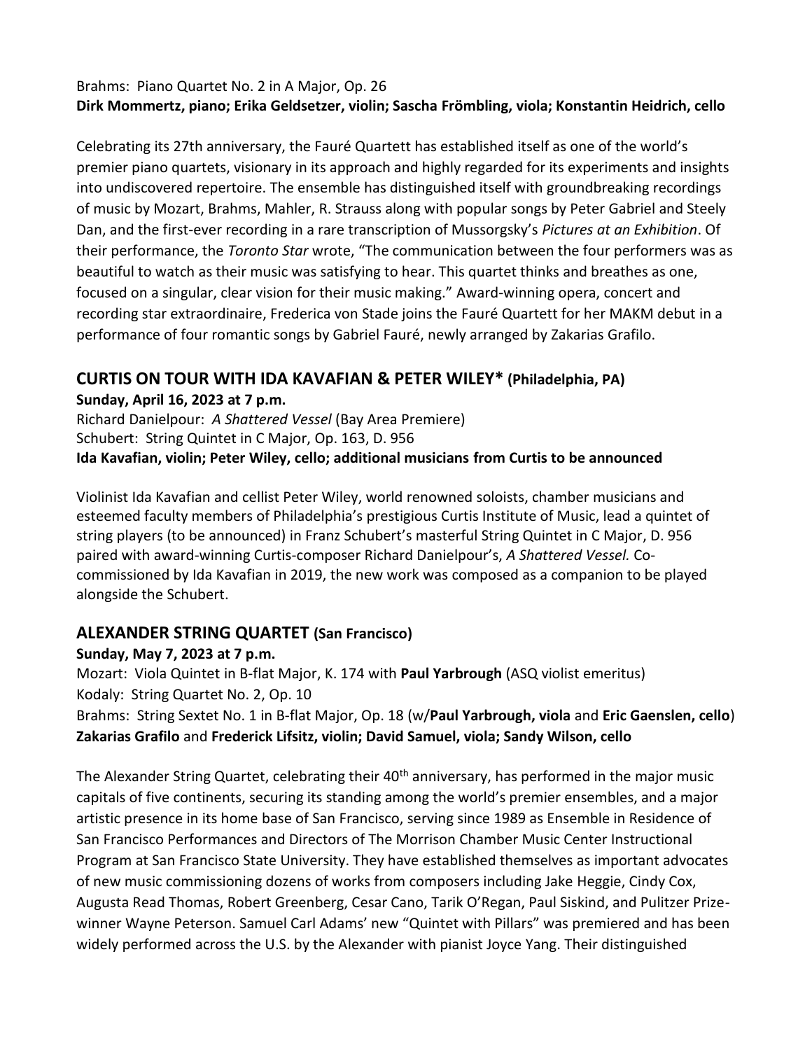Brahms: Piano Quartet No. 2 in A Major, Op. 26
**Dirk Mommertz, piano; Erika Geldsetzer, violin; Sascha Frömbling, viola; Konstantin Heidrich, cello**

Celebrating its 27th anniversary, the Fauré Quartett has established itself as one of the world's premier piano quartets, visionary in its approach and highly regarded for its experiments and insights into undiscovered repertoire. The ensemble has distinguished itself with groundbreaking recordings of music by Mozart, Brahms, Mahler, R. Strauss along with popular songs by Peter Gabriel and Steely Dan, and the first-ever recording in a rare transcription of Mussorgsky's *Pictures at an Exhibition*. Of their performance, the *Toronto Star* wrote, "The communication between the four performers was as beautiful to watch as their music was satisfying to hear. This quartet thinks and breathes as one, focused on a singular, clear vision for their music making." Award-winning opera, concert and recording star extraordinaire, Frederica von Stade joins the Fauré Quartett for her MAKM debut in a performance of four romantic songs by Gabriel Fauré, newly arranged by Zakarias Grafilo.

## CURTIS ON TOUR WITH IDA KAVAFIAN & PETER WILEY* (Philadelphia, PA)

**Sunday, April 16, 2023 at 7 p.m.**

Richard Danielpour: *A Shattered Vessel* (Bay Area Premiere)
Schubert: String Quintet in C Major, Op. 163, D. 956
**Ida Kavafian, violin; Peter Wiley, cello; additional musicians from Curtis to be announced**

Violinist Ida Kavafian and cellist Peter Wiley, world renowned soloists, chamber musicians and esteemed faculty members of Philadelphia's prestigious Curtis Institute of Music, lead a quintet of string players (to be announced) in Franz Schubert's masterful String Quintet in C Major, D. 956 paired with award-winning Curtis-composer Richard Danielpour's, *A Shattered Vessel.* Co-commissioned by Ida Kavafian in 2019, the new work was composed as a companion to be played alongside the Schubert.

## ALEXANDER STRING QUARTET (San Francisco)

**Sunday, May 7, 2023 at 7 p.m.**

Mozart: Viola Quintet in B-flat Major, K. 174 with **Paul Yarbrough** (ASQ violist emeritus)
Kodaly: String Quartet No. 2, Op. 10
Brahms: String Sextet No. 1 in B-flat Major, Op. 18 (w/**Paul Yarbrough, viola** and **Eric Gaenslen, cello**)
**Zakarias Grafilo** and **Frederick Lifsitz, violin; David Samuel, viola; Sandy Wilson, cello**

The Alexander String Quartet, celebrating their 40th anniversary, has performed in the major music capitals of five continents, securing its standing among the world's premier ensembles, and a major artistic presence in its home base of San Francisco, serving since 1989 as Ensemble in Residence of San Francisco Performances and Directors of The Morrison Chamber Music Center Instructional Program at San Francisco State University. They have established themselves as important advocates of new music commissioning dozens of works from composers including Jake Heggie, Cindy Cox, Augusta Read Thomas, Robert Greenberg, Cesar Cano, Tarik O'Regan, Paul Siskind, and Pulitzer Prize-winner Wayne Peterson. Samuel Carl Adams' new "Quintet with Pillars" was premiered and has been widely performed across the U.S. by the Alexander with pianist Joyce Yang. Their distinguished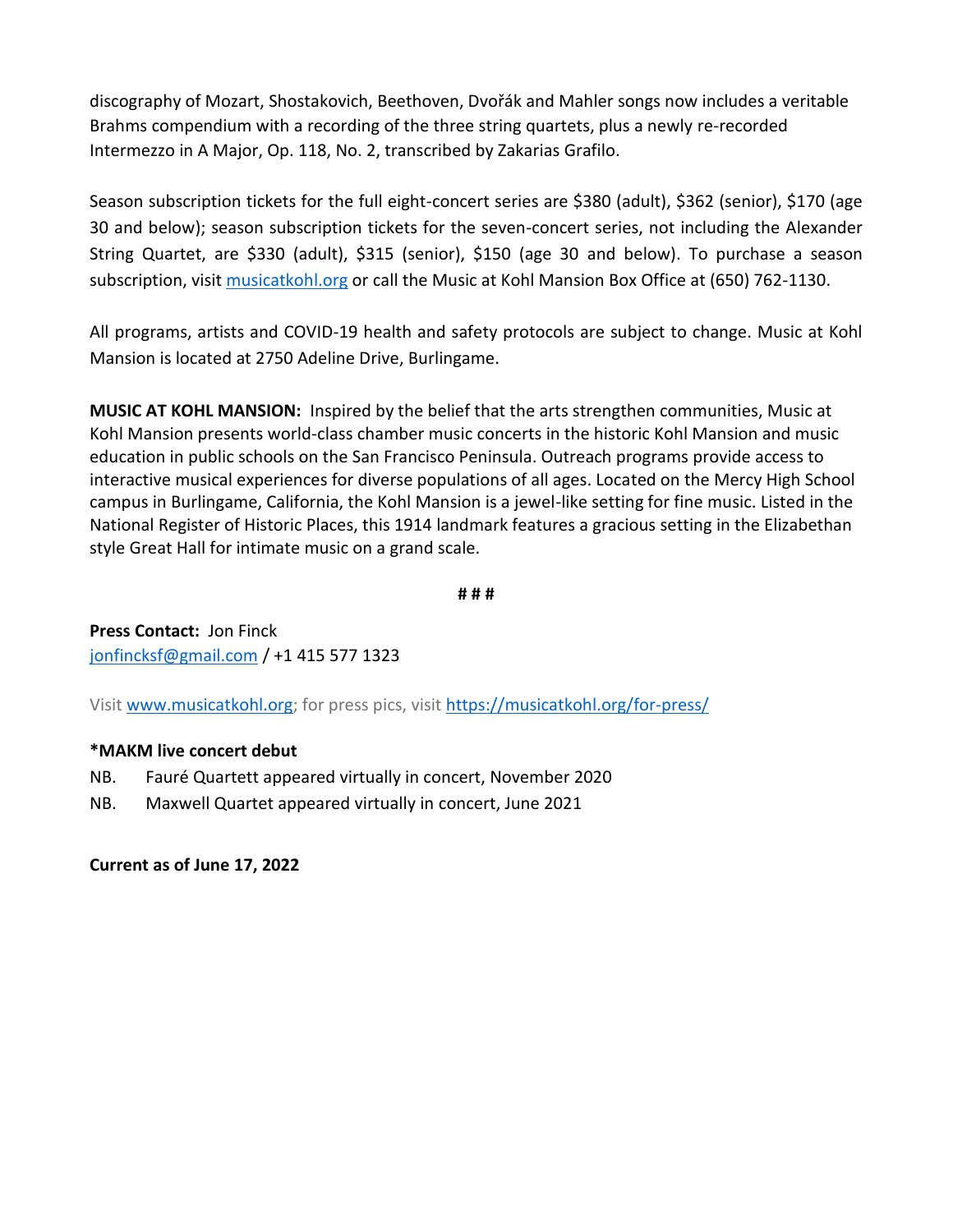discography of Mozart, Shostakovich, Beethoven, Dvořák and Mahler songs now includes a veritable Brahms compendium with a recording of the three string quartets, plus a newly re-recorded Intermezzo in A Major, Op. 118, No. 2, transcribed by Zakarias Grafilo.

Season subscription tickets for the full eight-concert series are $380 (adult), $362 (senior), $170 (age 30 and below); season subscription tickets for the seven-concert series, not including the Alexander String Quartet, are $330 (adult), $315 (senior), $150 (age 30 and below). To purchase a season subscription, visit musicatkohl.org or call the Music at Kohl Mansion Box Office at (650) 762-1130.

All programs, artists and COVID-19 health and safety protocols are subject to change. Music at Kohl Mansion is located at 2750 Adeline Drive, Burlingame.

**MUSIC AT KOHL MANSION:** Inspired by the belief that the arts strengthen communities, Music at Kohl Mansion presents world-class chamber music concerts in the historic Kohl Mansion and music education in public schools on the San Francisco Peninsula. Outreach programs provide access to interactive musical experiences for diverse populations of all ages. Located on the Mercy High School campus in Burlingame, California, the Kohl Mansion is a jewel-like setting for fine music. Listed in the National Register of Historic Places, this 1914 landmark features a gracious setting in the Elizabethan style Great Hall for intimate music on a grand scale.

**# # #**

**Press Contact:** Jon Finck
jonfincksf@gmail.com / +1 415 577 1323

Visit www.musicatkohl.org; for press pics, visit https://musicatkohl.org/for-press/

**\*MAKM live concert debut**

NB. Fauré Quartett appeared virtually in concert, November 2020

NB. Maxwell Quartet appeared virtually in concert, June 2021

**Current as of June 17, 2022**